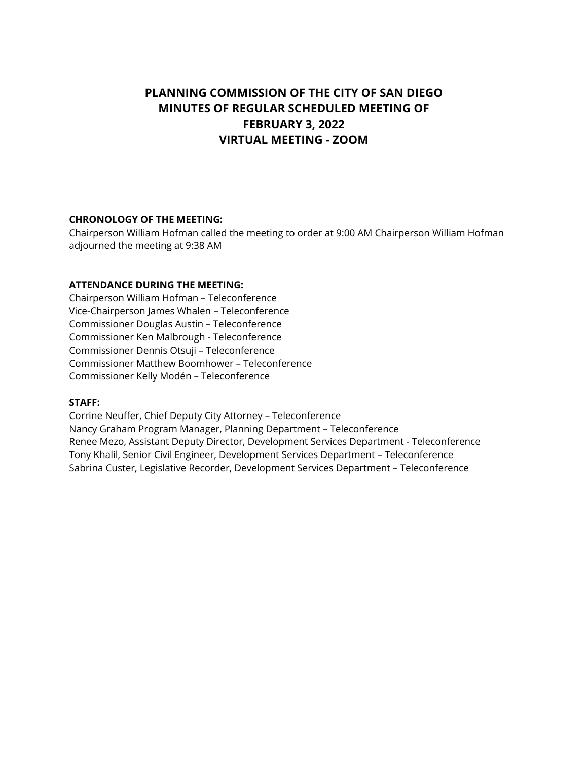# PLANNING COMMISSION OF THE CITY OF SAN DIEGO
# MINUTES OF REGULAR SCHEDULED MEETING OF
# FEBRUARY 3, 2022
# VIRTUAL MEETING - ZOOM

**CHRONOLOGY OF THE MEETING:**
Chairperson William Hofman called the meeting to order at 9:00 AM Chairperson William Hofman adjourned the meeting at 9:38 AM

**ATTENDANCE DURING THE MEETING:**
Chairperson William Hofman – Teleconference
Vice-Chairperson James Whalen – Teleconference
Commissioner Douglas Austin – Teleconference
Commissioner Ken Malbrough - Teleconference
Commissioner Dennis Otsuji – Teleconference
Commissioner Matthew Boomhower – Teleconference
Commissioner Kelly Modén – Teleconference

**STAFF:**
Corrine Neuffer, Chief Deputy City Attorney – Teleconference
Nancy Graham Program Manager, Planning Department – Teleconference
Renee Mezo, Assistant Deputy Director, Development Services Department - Teleconference
Tony Khalil, Senior Civil Engineer, Development Services Department – Teleconference
Sabrina Custer, Legislative Recorder, Development Services Department – Teleconference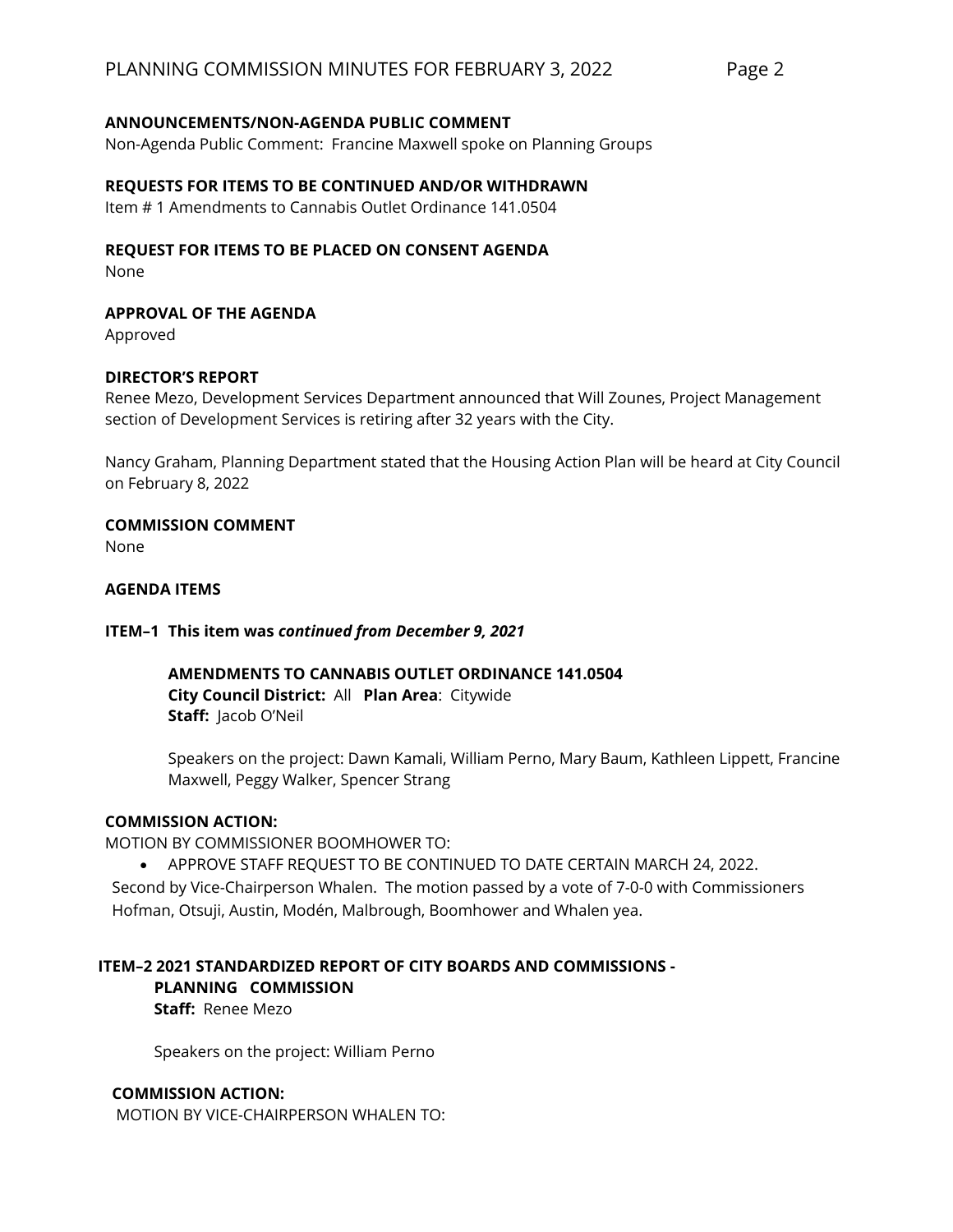**ANNOUNCEMENTS/NON-AGENDA PUBLIC COMMENT**
Non-Agenda Public Comment: Francine Maxwell spoke on Planning Groups

**REQUESTS FOR ITEMS TO BE CONTINUED AND/OR WITHDRAWN**
Item # 1 Amendments to Cannabis Outlet Ordinance 141.0504

**REQUEST FOR ITEMS TO BE PLACED ON CONSENT AGENDA**
None

**APPROVAL OF THE AGENDA**
Approved

**DIRECTOR'S REPORT**
Renee Mezo, Development Services Department announced that Will Zounes, Project Management section of Development Services is retiring after 32 years with the City.

Nancy Graham, Planning Department stated that the Housing Action Plan will be heard at City Council on February 8, 2022

**COMMISSION COMMENT**
None

**AGENDA ITEMS**

**ITEM–1 This item was *continued from December 9, 2021***

**AMENDMENTS TO CANNABIS OUTLET ORDINANCE 141.0504**
**City Council District:** All **Plan Area**: Citywide
**Staff:** Jacob O'Neil

Speakers on the project: Dawn Kamali, William Perno, Mary Baum, Kathleen Lippett, Francine Maxwell, Peggy Walker, Spencer Strang

**COMMISSION ACTION:**
MOTION BY COMMISSIONER BOOMHOWER TO:

- APPROVE STAFF REQUEST TO BE CONTINUED TO DATE CERTAIN MARCH 24, 2022.

Second by Vice-Chairperson Whalen. The motion passed by a vote of 7-0-0 with Commissioners Hofman, Otsuji, Austin, Modén, Malbrough, Boomhower and Whalen yea.

**ITEM–2 2021 STANDARDIZED REPORT OF CITY BOARDS AND COMMISSIONS - PLANNING COMMISSION**
**Staff:** Renee Mezo

Speakers on the project: William Perno

**COMMISSION ACTION:**
MOTION BY VICE-CHAIRPERSON WHALEN TO: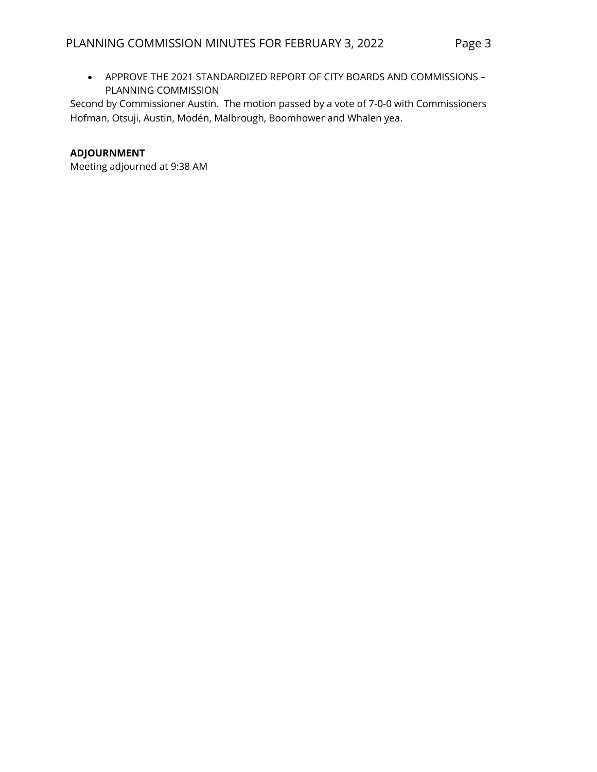- APPROVE THE 2021 STANDARDIZED REPORT OF CITY BOARDS AND COMMISSIONS – PLANNING COMMISSION

Second by Commissioner Austin. The motion passed by a vote of 7-0-0 with Commissioners Hofman, Otsuji, Austin, Modén, Malbrough, Boomhower and Whalen yea.

**ADJOURNMENT**

Meeting adjourned at 9:38 AM